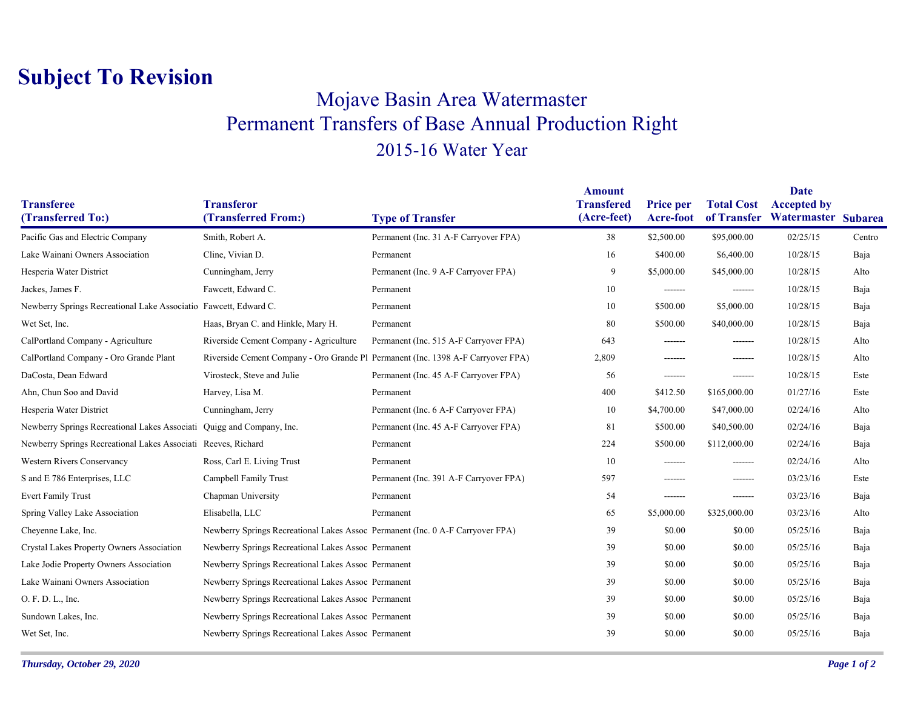# Subject To Revision

## Mojave Basin Area Watermaster
## Permanent Transfers of Base Annual Production Right
## 2015-16 Water Year

| Transferee (Transferred To:) | Transferor (Transferred From:) | Type of Transfer | Amount Transfered (Acre-feet) | Price per Acre-foot | Total Cost of Transfer | Date Accepted by Watermaster | Subarea |
|---|---|---|---|---|---|---|---|
| Pacific Gas and Electric Company | Smith, Robert A. | Permanent (Inc. 31 A-F Carryover FPA) | 38 | $2,500.00 | $95,000.00 | 02/25/15 | Centro |
| Lake Wainani Owners Association | Cline, Vivian D. | Permanent | 16 | $400.00 | $6,400.00 | 10/28/15 | Baja |
| Hesperia Water District | Cunningham, Jerry | Permanent (Inc. 9 A-F Carryover FPA) | 9 | $5,000.00 | $45,000.00 | 10/28/15 | Alto |
| Jackes, James F. | Fawcett, Edward C. | Permanent | 10 | ------- | ------- | 10/28/15 | Baja |
| Newberry Springs Recreational Lake Associatio | Fawcett, Edward C. | Permanent | 10 | $500.00 | $5,000.00 | 10/28/15 | Baja |
| Wet Set, Inc. | Haas, Bryan C. and Hinkle, Mary H. | Permanent | 80 | $500.00 | $40,000.00 | 10/28/15 | Baja |
| CalPortland Company - Agriculture | Riverside Cement Company - Agriculture | Permanent (Inc. 515 A-F Carryover FPA) | 643 | ------- | ------- | 10/28/15 | Alto |
| CalPortland Company - Oro Grande Plant | Riverside Cement Company - Oro Grande Pl | Permanent (Inc. 1398 A-F Carryover FPA) | 2,809 | ------- | ------- | 10/28/15 | Alto |
| DaCosta, Dean Edward | Virosteck, Steve and Julie | Permanent (Inc. 45 A-F Carryover FPA) | 56 | ------- | ------- | 10/28/15 | Este |
| Ahn, Chun Soo and David | Harvey, Lisa M. | Permanent | 400 | $412.50 | $165,000.00 | 01/27/16 | Este |
| Hesperia Water District | Cunningham, Jerry | Permanent (Inc. 6 A-F Carryover FPA) | 10 | $4,700.00 | $47,000.00 | 02/24/16 | Alto |
| Newberry Springs Recreational Lakes Associati | Quigg and Company, Inc. | Permanent (Inc. 45 A-F Carryover FPA) | 81 | $500.00 | $40,500.00 | 02/24/16 | Baja |
| Newberry Springs Recreational Lakes Associati | Reeves, Richard | Permanent | 224 | $500.00 | $112,000.00 | 02/24/16 | Baja |
| Western Rivers Conservancy | Ross, Carl E. Living Trust | Permanent | 10 | ------- | ------- | 02/24/16 | Alto |
| S and E 786 Enterprises, LLC | Campbell Family Trust | Permanent (Inc. 391 A-F Carryover FPA) | 597 | ------- | ------- | 03/23/16 | Este |
| Evert Family Trust | Chapman University | Permanent | 54 | ------- | ------- | 03/23/16 | Baja |
| Spring Valley Lake Association | Elisabella, LLC | Permanent | 65 | $5,000.00 | $325,000.00 | 03/23/16 | Alto |
| Cheyenne Lake, Inc. | Newberry Springs Recreational Lakes Assoc | Permanent (Inc. 0 A-F Carryover FPA) | 39 | $0.00 | $0.00 | 05/25/16 | Baja |
| Crystal Lakes Property Owners Association | Newberry Springs Recreational Lakes Assoc | Permanent | 39 | $0.00 | $0.00 | 05/25/16 | Baja |
| Lake Jodie Property Owners Association | Newberry Springs Recreational Lakes Assoc | Permanent | 39 | $0.00 | $0.00 | 05/25/16 | Baja |
| Lake Wainani Owners Association | Newberry Springs Recreational Lakes Assoc | Permanent | 39 | $0.00 | $0.00 | 05/25/16 | Baja |
| O. F. D. L., Inc. | Newberry Springs Recreational Lakes Assoc | Permanent | 39 | $0.00 | $0.00 | 05/25/16 | Baja |
| Sundown Lakes, Inc. | Newberry Springs Recreational Lakes Assoc | Permanent | 39 | $0.00 | $0.00 | 05/25/16 | Baja |
| Wet Set, Inc. | Newberry Springs Recreational Lakes Assoc | Permanent | 39 | $0.00 | $0.00 | 05/25/16 | Baja |

*Thursday, October 29, 2020*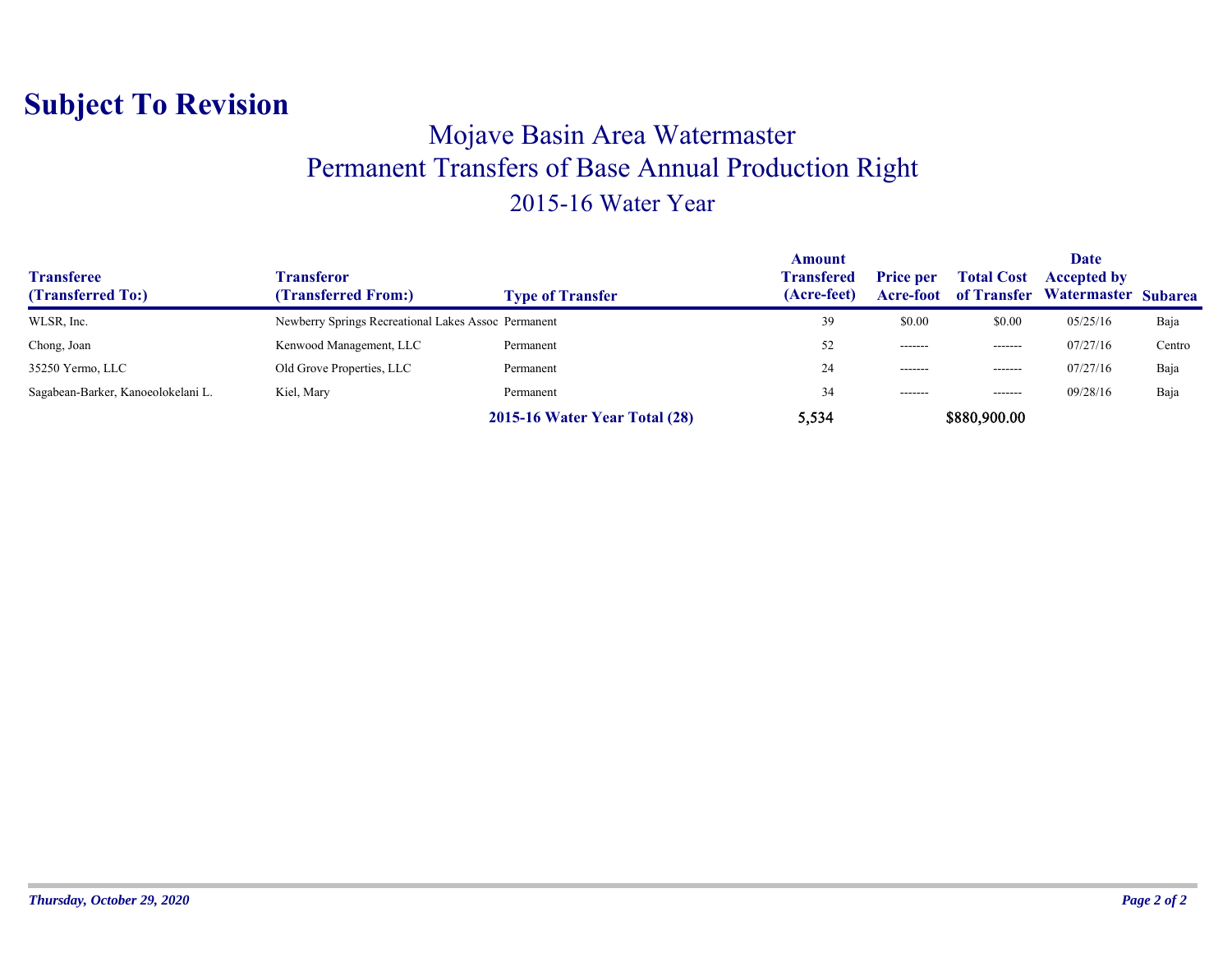# Subject To Revision

## Mojave Basin Area Watermaster
## Permanent Transfers of Base Annual Production Right
## 2015-16 Water Year

| Transferee (Transferred To:) | Transferor (Transferred From:) | Type of Transfer | Amount Transfered (Acre-feet) | Price per Acre-foot | Total Cost of Transfer | Date Accepted by Watermaster | Subarea |
|---|---|---|---|---|---|---|---|
| WLSR, Inc. | Newberry Springs Recreational Lakes Assoc | Permanent | 39 | $0.00 | $0.00 | 05/25/16 | Baja |
| Chong, Joan | Kenwood Management, LLC | Permanent | 52 | ------- | ------- | 07/27/16 | Centro |
| 35250 Yermo, LLC | Old Grove Properties, LLC | Permanent | 24 | ------- | ------- | 07/27/16 | Baja |
| Sagabean-Barker, Kanoeolokelani L. | Kiel, Mary | Permanent | 34 | ------- | ------- | 09/28/16 | Baja |
| | | **2015-16 Water Year Total (28)** | **5,534** | | **$880,900.00** | | |

*Thursday, October 29, 2020*